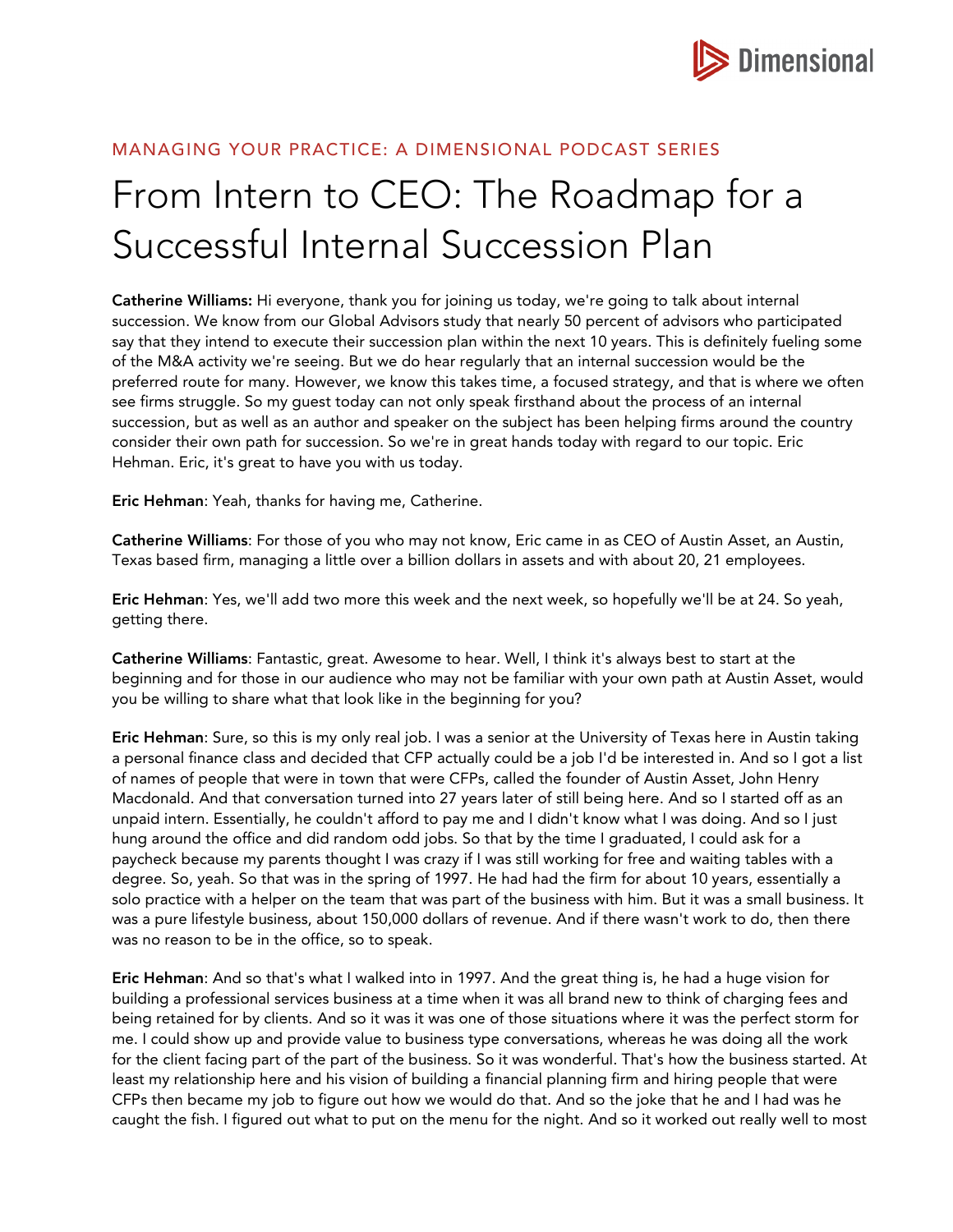MANAGING YOUR PRACTICE: A DIMENSIONAL PODCAST SERIES

# From Intern to CEO: The Roadmap for a Successful Internal Succession Plan

**Catherine Williams:** Hi everyone, thank you for joining us today, we're going to talk about internal succession. We know from our Global Advisors study that nearly 50 percent of advisors who participated say that they intend to execute their succession plan within the next 10 years. This is definitely fueling some of the M&A activity we're seeing. But we do hear regularly that an internal succession would be the preferred route for many. However, we know this takes time, a focused strategy, and that is where we often see firms struggle. So my guest today can not only speak firsthand about the process of an internal succession, but as well as an author and speaker on the subject has been helping firms around the country consider their own path for succession. So we're in great hands today with regard to our topic. Eric Hehman. Eric, it's great to have you with us today.

**Eric Hehman**: Yeah, thanks for having me, Catherine.

**Catherine Williams**: For those of you who may not know, Eric came in as CEO of Austin Asset, an Austin, Texas based firm, managing a little over a billion dollars in assets and with about 20, 21 employees.

**Eric Hehman**: Yes, we'll add two more this week and the next week, so hopefully we'll be at 24. So yeah, getting there.

**Catherine Williams**: Fantastic, great. Awesome to hear. Well, I think it's always best to start at the beginning and for those in our audience who may not be familiar with your own path at Austin Asset, would you be willing to share what that look like in the beginning for you?

**Eric Hehman**: Sure, so this is my only real job. I was a senior at the University of Texas here in Austin taking a personal finance class and decided that CFP actually could be a job I'd be interested in. And so I got a list of names of people that were in town that were CFPs, called the founder of Austin Asset, John Henry Macdonald. And that conversation turned into 27 years later of still being here. And so I started off as an unpaid intern. Essentially, he couldn't afford to pay me and I didn't know what I was doing. And so I just hung around the office and did random odd jobs. So that by the time I graduated, I could ask for a paycheck because my parents thought I was crazy if I was still working for free and waiting tables with a degree. So, yeah. So that was in the spring of 1997. He had had the firm for about 10 years, essentially a solo practice with a helper on the team that was part of the business with him. But it was a small business. It was a pure lifestyle business, about 150,000 dollars of revenue. And if there wasn't work to do, then there was no reason to be in the office, so to speak.

**Eric Hehman**: And so that's what I walked into in 1997. And the great thing is, he had a huge vision for building a professional services business at a time when it was all brand new to think of charging fees and being retained for by clients. And so it was it was one of those situations where it was the perfect storm for me. I could show up and provide value to business type conversations, whereas he was doing all the work for the client facing part of the part of the business. So it was wonderful. That's how the business started. At least my relationship here and his vision of building a financial planning firm and hiring people that were CFPs then became my job to figure out how we would do that. And so the joke that he and I had was he caught the fish. I figured out what to put on the menu for the night. And so it worked out really well to most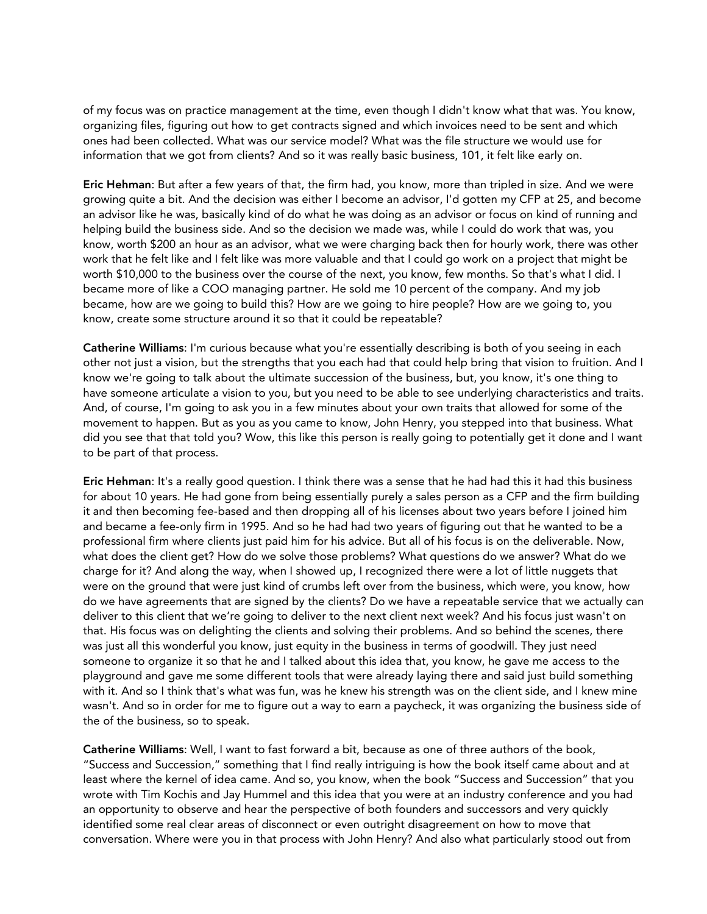of my focus was on practice management at the time, even though I didn't know what that was. You know, organizing files, figuring out how to get contracts signed and which invoices need to be sent and which ones had been collected. What was our service model? What was the file structure we would use for information that we got from clients? And so it was really basic business, 101, it felt like early on.

**Eric Hehman**: But after a few years of that, the firm had, you know, more than tripled in size. And we were growing quite a bit. And the decision was either I become an advisor, I'd gotten my CFP at 25, and become an advisor like he was, basically kind of do what he was doing as an advisor or focus on kind of running and helping build the business side. And so the decision we made was, while I could do work that was, you know, worth $200 an hour as an advisor, what we were charging back then for hourly work, there was other work that he felt like and I felt like was more valuable and that I could go work on a project that might be worth $10,000 to the business over the course of the next, you know, few months. So that's what I did. I became more of like a COO managing partner. He sold me 10 percent of the company. And my job became, how are we going to build this? How are we going to hire people? How are we going to, you know, create some structure around it so that it could be repeatable?

**Catherine Williams**: I'm curious because what you're essentially describing is both of you seeing in each other not just a vision, but the strengths that you each had that could help bring that vision to fruition. And I know we're going to talk about the ultimate succession of the business, but, you know, it's one thing to have someone articulate a vision to you, but you need to be able to see underlying characteristics and traits. And, of course, I'm going to ask you in a few minutes about your own traits that allowed for some of the movement to happen. But as you as you came to know, John Henry, you stepped into that business. What did you see that that told you? Wow, this like this person is really going to potentially get it done and I want to be part of that process.

**Eric Hehman**: It's a really good question. I think there was a sense that he had had this it had this business for about 10 years. He had gone from being essentially purely a sales person as a CFP and the firm building it and then becoming fee-based and then dropping all of his licenses about two years before I joined him and became a fee-only firm in 1995. And so he had had two years of figuring out that he wanted to be a professional firm where clients just paid him for his advice. But all of his focus is on the deliverable. Now, what does the client get? How do we solve those problems? What questions do we answer? What do we charge for it? And along the way, when I showed up, I recognized there were a lot of little nuggets that were on the ground that were just kind of crumbs left over from the business, which were, you know, how do we have agreements that are signed by the clients? Do we have a repeatable service that we actually can deliver to this client that we're going to deliver to the next client next week? And his focus just wasn't on that. His focus was on delighting the clients and solving their problems. And so behind the scenes, there was just all this wonderful you know, just equity in the business in terms of goodwill. They just need someone to organize it so that he and I talked about this idea that, you know, he gave me access to the playground and gave me some different tools that were already laying there and said just build something with it. And so I think that's what was fun, was he knew his strength was on the client side, and I knew mine wasn't. And so in order for me to figure out a way to earn a paycheck, it was organizing the business side of the of the business, so to speak.

**Catherine Williams**: Well, I want to fast forward a bit, because as one of three authors of the book, "Success and Succession," something that I find really intriguing is how the book itself came about and at least where the kernel of idea came. And so, you know, when the book "Success and Succession" that you wrote with Tim Kochis and Jay Hummel and this idea that you were at an industry conference and you had an opportunity to observe and hear the perspective of both founders and successors and very quickly identified some real clear areas of disconnect or even outright disagreement on how to move that conversation. Where were you in that process with John Henry? And also what particularly stood out from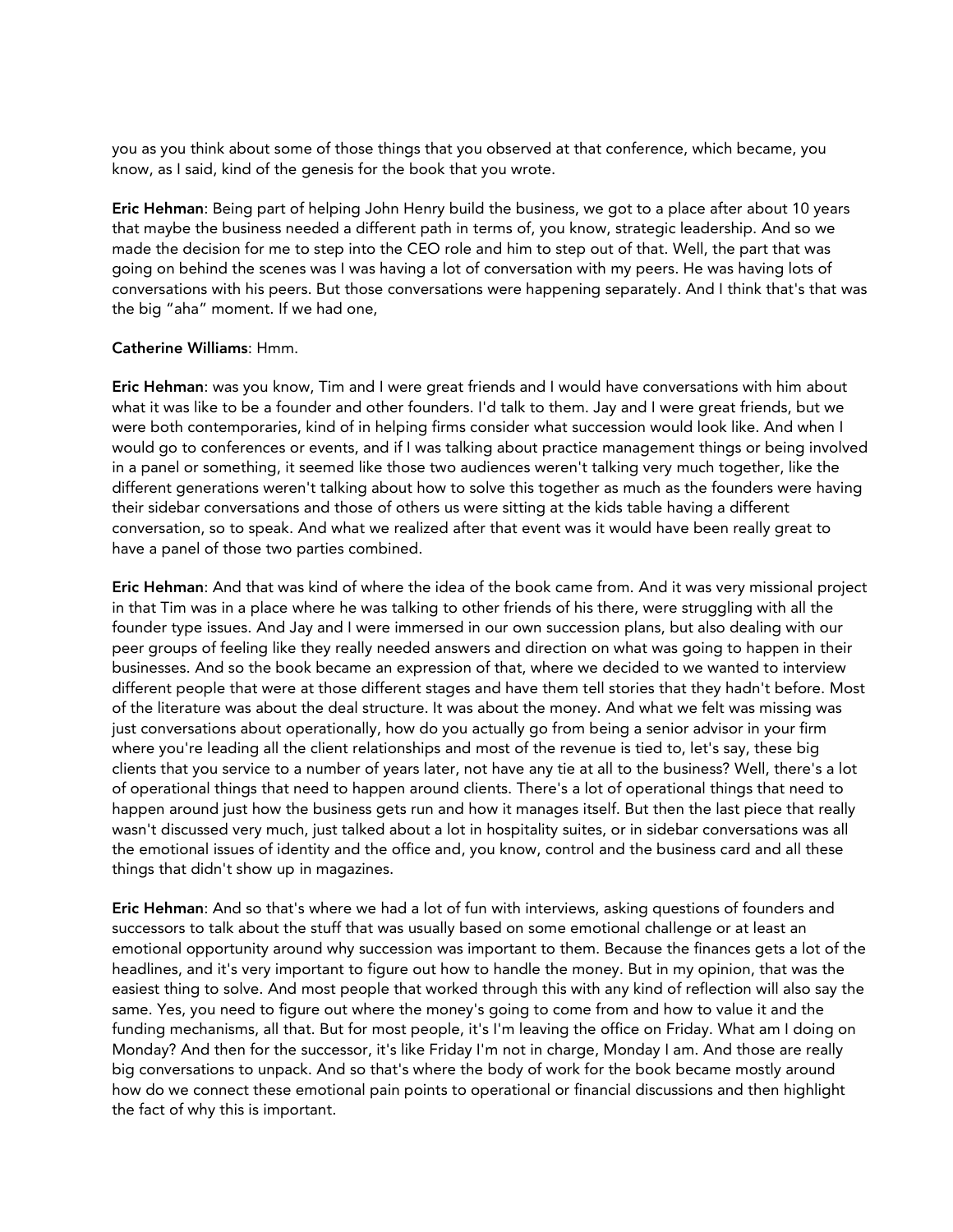you as you think about some of those things that you observed at that conference, which became, you know, as I said, kind of the genesis for the book that you wrote.

**Eric Hehman**: Being part of helping John Henry build the business, we got to a place after about 10 years that maybe the business needed a different path in terms of, you know, strategic leadership. And so we made the decision for me to step into the CEO role and him to step out of that. Well, the part that was going on behind the scenes was I was having a lot of conversation with my peers. He was having lots of conversations with his peers. But those conversations were happening separately. And I think that's that was the big "aha" moment. If we had one,

**Catherine Williams**: Hmm.

**Eric Hehman**: was you know, Tim and I were great friends and I would have conversations with him about what it was like to be a founder and other founders. I'd talk to them. Jay and I were great friends, but we were both contemporaries, kind of in helping firms consider what succession would look like. And when I would go to conferences or events, and if I was talking about practice management things or being involved in a panel or something, it seemed like those two audiences weren't talking very much together, like the different generations weren't talking about how to solve this together as much as the founders were having their sidebar conversations and those of others us were sitting at the kids table having a different conversation, so to speak. And what we realized after that event was it would have been really great to have a panel of those two parties combined.

**Eric Hehman**: And that was kind of where the idea of the book came from. And it was very missional project in that Tim was in a place where he was talking to other friends of his there, were struggling with all the founder type issues. And Jay and I were immersed in our own succession plans, but also dealing with our peer groups of feeling like they really needed answers and direction on what was going to happen in their businesses. And so the book became an expression of that, where we decided to we wanted to interview different people that were at those different stages and have them tell stories that they hadn't before. Most of the literature was about the deal structure. It was about the money. And what we felt was missing was just conversations about operationally, how do you actually go from being a senior advisor in your firm where you're leading all the client relationships and most of the revenue is tied to, let's say, these big clients that you service to a number of years later, not have any tie at all to the business? Well, there's a lot of operational things that need to happen around clients. There's a lot of operational things that need to happen around just how the business gets run and how it manages itself. But then the last piece that really wasn't discussed very much, just talked about a lot in hospitality suites, or in sidebar conversations was all the emotional issues of identity and the office and, you know, control and the business card and all these things that didn't show up in magazines.

**Eric Hehman**: And so that's where we had a lot of fun with interviews, asking questions of founders and successors to talk about the stuff that was usually based on some emotional challenge or at least an emotional opportunity around why succession was important to them. Because the finances gets a lot of the headlines, and it's very important to figure out how to handle the money. But in my opinion, that was the easiest thing to solve. And most people that worked through this with any kind of reflection will also say the same. Yes, you need to figure out where the money's going to come from and how to value it and the funding mechanisms, all that. But for most people, it's I'm leaving the office on Friday. What am I doing on Monday? And then for the successor, it's like Friday I'm not in charge, Monday I am. And those are really big conversations to unpack. And so that's where the body of work for the book became mostly around how do we connect these emotional pain points to operational or financial discussions and then highlight the fact of why this is important.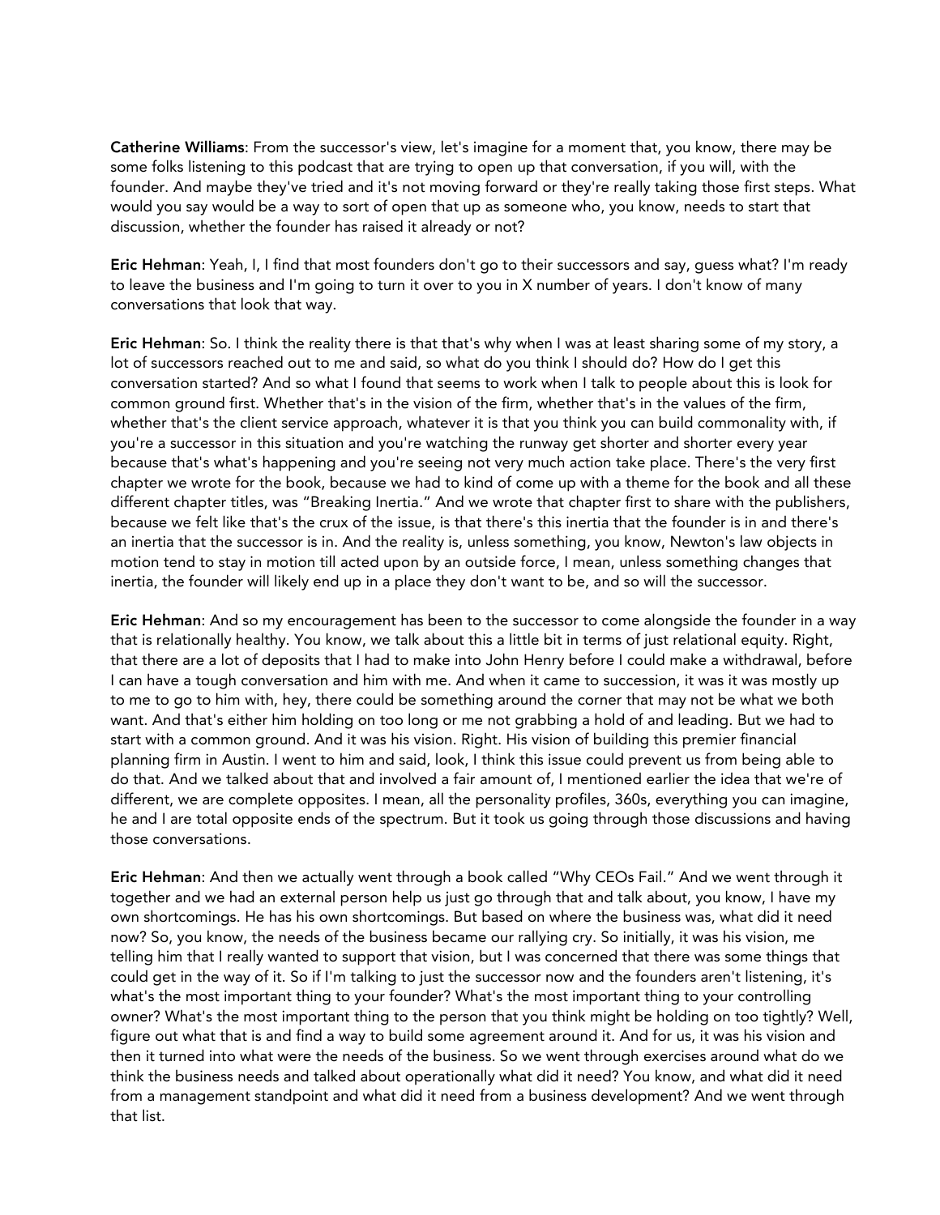**Catherine Williams**: From the successor's view, let's imagine for a moment that, you know, there may be some folks listening to this podcast that are trying to open up that conversation, if you will, with the founder. And maybe they've tried and it's not moving forward or they're really taking those first steps. What would you say would be a way to sort of open that up as someone who, you know, needs to start that discussion, whether the founder has raised it already or not?

**Eric Hehman**: Yeah, I, I find that most founders don't go to their successors and say, guess what? I'm ready to leave the business and I'm going to turn it over to you in X number of years. I don't know of many conversations that look that way.

**Eric Hehman**: So. I think the reality there is that that's why when I was at least sharing some of my story, a lot of successors reached out to me and said, so what do you think I should do? How do I get this conversation started? And so what I found that seems to work when I talk to people about this is look for common ground first. Whether that's in the vision of the firm, whether that's in the values of the firm, whether that's the client service approach, whatever it is that you think you can build commonality with, if you're a successor in this situation and you're watching the runway get shorter and shorter every year because that's what's happening and you're seeing not very much action take place. There's the very first chapter we wrote for the book, because we had to kind of come up with a theme for the book and all these different chapter titles, was "Breaking Inertia." And we wrote that chapter first to share with the publishers, because we felt like that's the crux of the issue, is that there's this inertia that the founder is in and there's an inertia that the successor is in. And the reality is, unless something, you know, Newton's law objects in motion tend to stay in motion till acted upon by an outside force, I mean, unless something changes that inertia, the founder will likely end up in a place they don't want to be, and so will the successor.

**Eric Hehman**: And so my encouragement has been to the successor to come alongside the founder in a way that is relationally healthy. You know, we talk about this a little bit in terms of just relational equity. Right, that there are a lot of deposits that I had to make into John Henry before I could make a withdrawal, before I can have a tough conversation and him with me. And when it came to succession, it was it was mostly up to me to go to him with, hey, there could be something around the corner that may not be what we both want. And that's either him holding on too long or me not grabbing a hold of and leading. But we had to start with a common ground. And it was his vision. Right. His vision of building this premier financial planning firm in Austin. I went to him and said, look, I think this issue could prevent us from being able to do that. And we talked about that and involved a fair amount of, I mentioned earlier the idea that we're of different, we are complete opposites. I mean, all the personality profiles, 360s, everything you can imagine, he and I are total opposite ends of the spectrum. But it took us going through those discussions and having those conversations.

**Eric Hehman**: And then we actually went through a book called "Why CEOs Fail." And we went through it together and we had an external person help us just go through that and talk about, you know, I have my own shortcomings. He has his own shortcomings. But based on where the business was, what did it need now? So, you know, the needs of the business became our rallying cry. So initially, it was his vision, me telling him that I really wanted to support that vision, but I was concerned that there was some things that could get in the way of it. So if I'm talking to just the successor now and the founders aren't listening, it's what's the most important thing to your founder? What's the most important thing to your controlling owner? What's the most important thing to the person that you think might be holding on too tightly? Well, figure out what that is and find a way to build some agreement around it. And for us, it was his vision and then it turned into what were the needs of the business. So we went through exercises around what do we think the business needs and talked about operationally what did it need? You know, and what did it need from a management standpoint and what did it need from a business development? And we went through that list.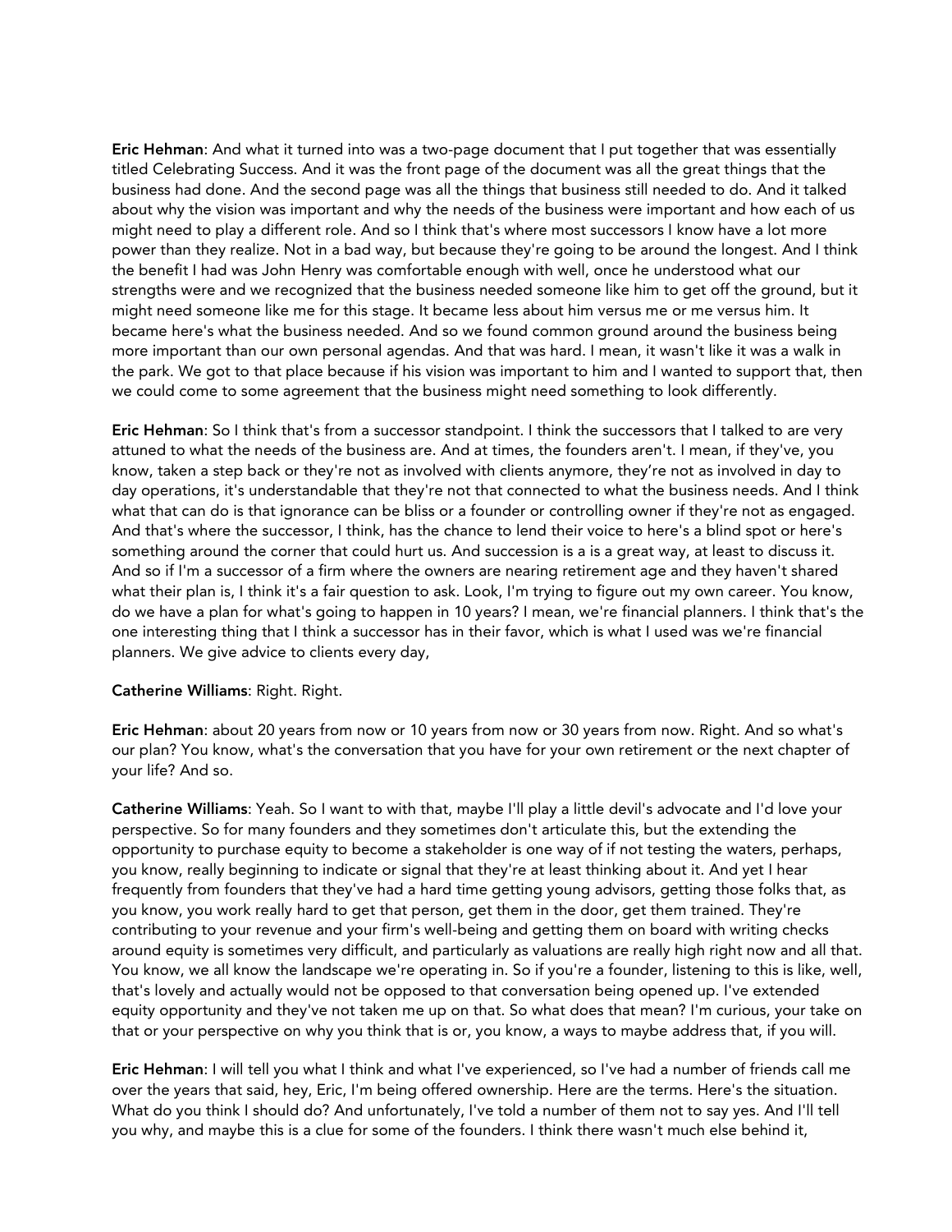**Eric Hehman**: And what it turned into was a two-page document that I put together that was essentially titled Celebrating Success. And it was the front page of the document was all the great things that the business had done. And the second page was all the things that business still needed to do. And it talked about why the vision was important and why the needs of the business were important and how each of us might need to play a different role. And so I think that's where most successors I know have a lot more power than they realize. Not in a bad way, but because they're going to be around the longest. And I think the benefit I had was John Henry was comfortable enough with well, once he understood what our strengths were and we recognized that the business needed someone like him to get off the ground, but it might need someone like me for this stage. It became less about him versus me or me versus him. It became here's what the business needed. And so we found common ground around the business being more important than our own personal agendas. And that was hard. I mean, it wasn't like it was a walk in the park. We got to that place because if his vision was important to him and I wanted to support that, then we could come to some agreement that the business might need something to look differently.

**Eric Hehman**: So I think that's from a successor standpoint. I think the successors that I talked to are very attuned to what the needs of the business are. And at times, the founders aren't. I mean, if they've, you know, taken a step back or they're not as involved with clients anymore, they're not as involved in day to day operations, it's understandable that they're not that connected to what the business needs. And I think what that can do is that ignorance can be bliss or a founder or controlling owner if they're not as engaged. And that's where the successor, I think, has the chance to lend their voice to here's a blind spot or here's something around the corner that could hurt us. And succession is a is a great way, at least to discuss it. And so if I'm a successor of a firm where the owners are nearing retirement age and they haven't shared what their plan is, I think it's a fair question to ask. Look, I'm trying to figure out my own career. You know, do we have a plan for what's going to happen in 10 years? I mean, we're financial planners. I think that's the one interesting thing that I think a successor has in their favor, which is what I used was we're financial planners. We give advice to clients every day,

**Catherine Williams**: Right. Right.

**Eric Hehman**: about 20 years from now or 10 years from now or 30 years from now. Right. And so what's our plan? You know, what's the conversation that you have for your own retirement or the next chapter of your life? And so.

**Catherine Williams**: Yeah. So I want to with that, maybe I'll play a little devil's advocate and I'd love your perspective. So for many founders and they sometimes don't articulate this, but the extending the opportunity to purchase equity to become a stakeholder is one way of if not testing the waters, perhaps, you know, really beginning to indicate or signal that they're at least thinking about it. And yet I hear frequently from founders that they've had a hard time getting young advisors, getting those folks that, as you know, you work really hard to get that person, get them in the door, get them trained. They're contributing to your revenue and your firm's well-being and getting them on board with writing checks around equity is sometimes very difficult, and particularly as valuations are really high right now and all that. You know, we all know the landscape we're operating in. So if you're a founder, listening to this is like, well, that's lovely and actually would not be opposed to that conversation being opened up. I've extended equity opportunity and they've not taken me up on that. So what does that mean? I'm curious, your take on that or your perspective on why you think that is or, you know, a ways to maybe address that, if you will.

**Eric Hehman**: I will tell you what I think and what I've experienced, so I've had a number of friends call me over the years that said, hey, Eric, I'm being offered ownership. Here are the terms. Here's the situation. What do you think I should do? And unfortunately, I've told a number of them not to say yes. And I'll tell you why, and maybe this is a clue for some of the founders. I think there wasn't much else behind it,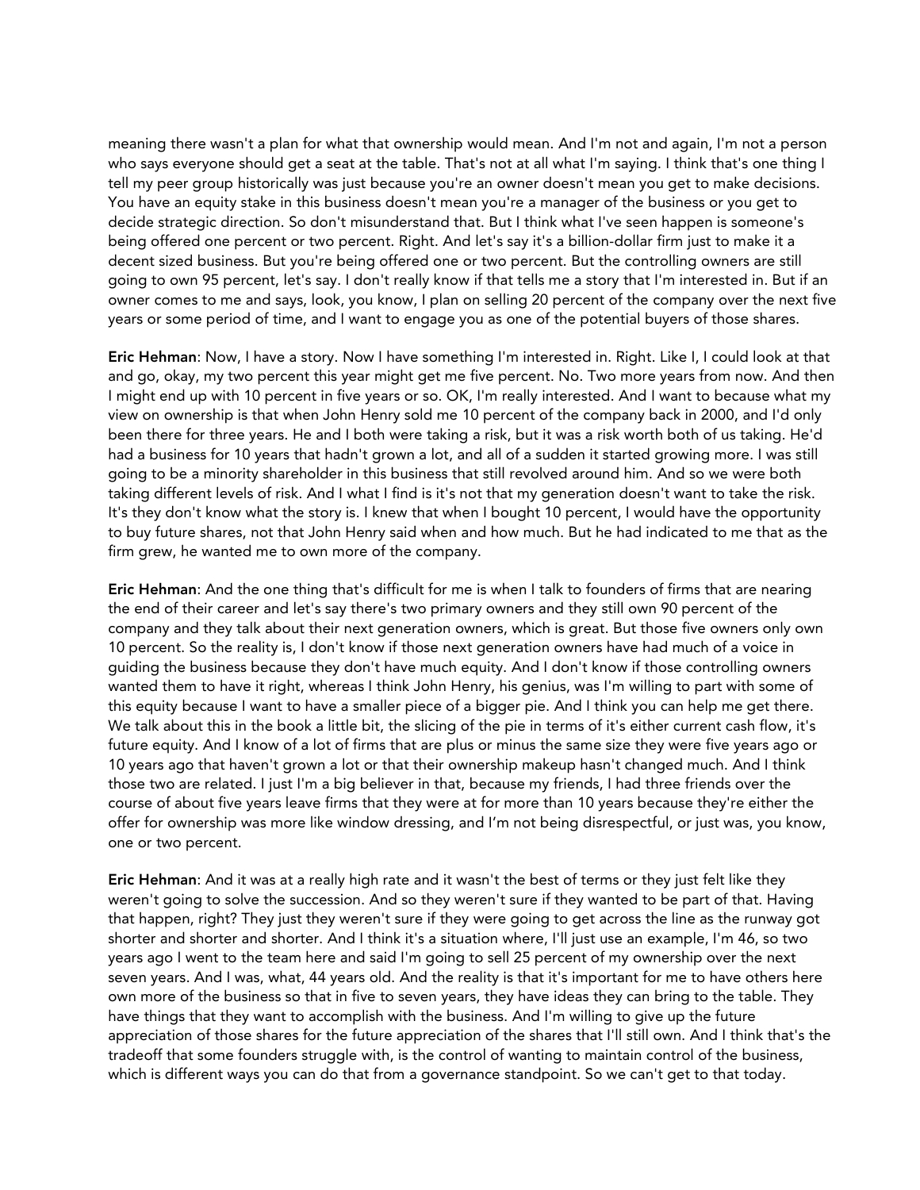meaning there wasn't a plan for what that ownership would mean. And I'm not and again, I'm not a person who says everyone should get a seat at the table. That's not at all what I'm saying. I think that's one thing I tell my peer group historically was just because you're an owner doesn't mean you get to make decisions. You have an equity stake in this business doesn't mean you're a manager of the business or you get to decide strategic direction. So don't misunderstand that. But I think what I've seen happen is someone's being offered one percent or two percent. Right. And let's say it's a billion-dollar firm just to make it a decent sized business. But you're being offered one or two percent. But the controlling owners are still going to own 95 percent, let's say. I don't really know if that tells me a story that I'm interested in. But if an owner comes to me and says, look, you know, I plan on selling 20 percent of the company over the next five years or some period of time, and I want to engage you as one of the potential buyers of those shares.

**Eric Hehman**: Now, I have a story. Now I have something I'm interested in. Right. Like I, I could look at that and go, okay, my two percent this year might get me five percent. No. Two more years from now. And then I might end up with 10 percent in five years or so. OK, I'm really interested. And I want to because what my view on ownership is that when John Henry sold me 10 percent of the company back in 2000, and I'd only been there for three years. He and I both were taking a risk, but it was a risk worth both of us taking. He'd had a business for 10 years that hadn't grown a lot, and all of a sudden it started growing more. I was still going to be a minority shareholder in this business that still revolved around him. And so we were both taking different levels of risk. And I what I find is it's not that my generation doesn't want to take the risk. It's they don't know what the story is. I knew that when I bought 10 percent, I would have the opportunity to buy future shares, not that John Henry said when and how much. But he had indicated to me that as the firm grew, he wanted me to own more of the company.

**Eric Hehman**: And the one thing that's difficult for me is when I talk to founders of firms that are nearing the end of their career and let's say there's two primary owners and they still own 90 percent of the company and they talk about their next generation owners, which is great. But those five owners only own 10 percent. So the reality is, I don't know if those next generation owners have had much of a voice in guiding the business because they don't have much equity. And I don't know if those controlling owners wanted them to have it right, whereas I think John Henry, his genius, was I'm willing to part with some of this equity because I want to have a smaller piece of a bigger pie. And I think you can help me get there. We talk about this in the book a little bit, the slicing of the pie in terms of it's either current cash flow, it's future equity. And I know of a lot of firms that are plus or minus the same size they were five years ago or 10 years ago that haven't grown a lot or that their ownership makeup hasn't changed much. And I think those two are related. I just I'm a big believer in that, because my friends, I had three friends over the course of about five years leave firms that they were at for more than 10 years because they're either the offer for ownership was more like window dressing, and I'm not being disrespectful, or just was, you know, one or two percent.

**Eric Hehman**: And it was at a really high rate and it wasn't the best of terms or they just felt like they weren't going to solve the succession. And so they weren't sure if they wanted to be part of that. Having that happen, right? They just they weren't sure if they were going to get across the line as the runway got shorter and shorter and shorter. And I think it's a situation where, I'll just use an example, I'm 46, so two years ago I went to the team here and said I'm going to sell 25 percent of my ownership over the next seven years. And I was, what, 44 years old. And the reality is that it's important for me to have others here own more of the business so that in five to seven years, they have ideas they can bring to the table. They have things that they want to accomplish with the business. And I'm willing to give up the future appreciation of those shares for the future appreciation of the shares that I'll still own. And I think that's the tradeoff that some founders struggle with, is the control of wanting to maintain control of the business, which is different ways you can do that from a governance standpoint. So we can't get to that today.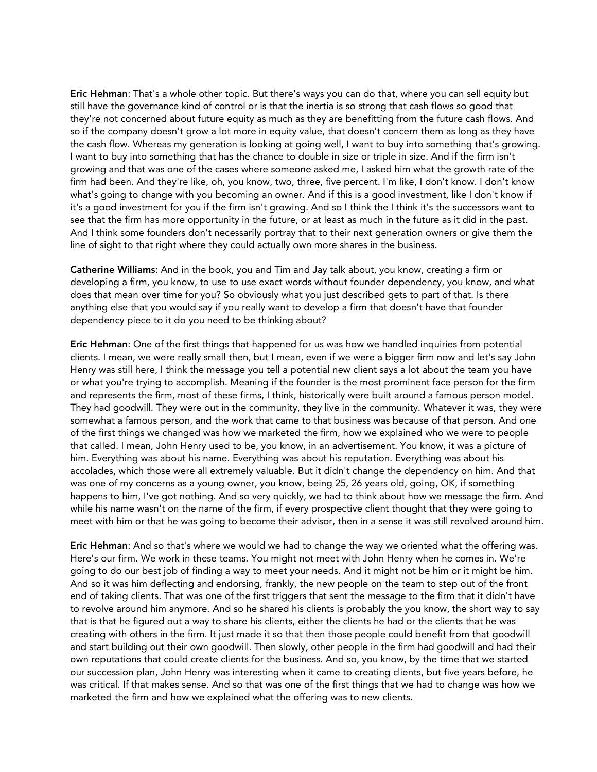**Eric Hehman**: That's a whole other topic. But there's ways you can do that, where you can sell equity but still have the governance kind of control or is that the inertia is so strong that cash flows so good that they're not concerned about future equity as much as they are benefitting from the future cash flows. And so if the company doesn't grow a lot more in equity value, that doesn't concern them as long as they have the cash flow. Whereas my generation is looking at going well, I want to buy into something that's growing. I want to buy into something that has the chance to double in size or triple in size. And if the firm isn't growing and that was one of the cases where someone asked me, I asked him what the growth rate of the firm had been. And they're like, oh, you know, two, three, five percent. I'm like, I don't know. I don't know what's going to change with you becoming an owner. And if this is a good investment, like I don't know if it's a good investment for you if the firm isn't growing. And so I think the I think it's the successors want to see that the firm has more opportunity in the future, or at least as much in the future as it did in the past. And I think some founders don't necessarily portray that to their next generation owners or give them the line of sight to that right where they could actually own more shares in the business.

**Catherine Williams**: And in the book, you and Tim and Jay talk about, you know, creating a firm or developing a firm, you know, to use to use exact words without founder dependency, you know, and what does that mean over time for you? So obviously what you just described gets to part of that. Is there anything else that you would say if you really want to develop a firm that doesn't have that founder dependency piece to it do you need to be thinking about?

**Eric Hehman**: One of the first things that happened for us was how we handled inquiries from potential clients. I mean, we were really small then, but I mean, even if we were a bigger firm now and let's say John Henry was still here, I think the message you tell a potential new client says a lot about the team you have or what you're trying to accomplish. Meaning if the founder is the most prominent face person for the firm and represents the firm, most of these firms, I think, historically were built around a famous person model. They had goodwill. They were out in the community, they live in the community. Whatever it was, they were somewhat a famous person, and the work that came to that business was because of that person. And one of the first things we changed was how we marketed the firm, how we explained who we were to people that called. I mean, John Henry used to be, you know, in an advertisement. You know, it was a picture of him. Everything was about his name. Everything was about his reputation. Everything was about his accolades, which those were all extremely valuable. But it didn't change the dependency on him. And that was one of my concerns as a young owner, you know, being 25, 26 years old, going, OK, if something happens to him, I've got nothing. And so very quickly, we had to think about how we message the firm. And while his name wasn't on the name of the firm, if every prospective client thought that they were going to meet with him or that he was going to become their advisor, then in a sense it was still revolved around him.

**Eric Hehman**: And so that's where we would we had to change the way we oriented what the offering was. Here's our firm. We work in these teams. You might not meet with John Henry when he comes in. We're going to do our best job of finding a way to meet your needs. And it might not be him or it might be him. And so it was him deflecting and endorsing, frankly, the new people on the team to step out of the front end of taking clients. That was one of the first triggers that sent the message to the firm that it didn't have to revolve around him anymore. And so he shared his clients is probably the you know, the short way to say that is that he figured out a way to share his clients, either the clients he had or the clients that he was creating with others in the firm. It just made it so that then those people could benefit from that goodwill and start building out their own goodwill. Then slowly, other people in the firm had goodwill and had their own reputations that could create clients for the business. And so, you know, by the time that we started our succession plan, John Henry was interesting when it came to creating clients, but five years before, he was critical. If that makes sense. And so that was one of the first things that we had to change was how we marketed the firm and how we explained what the offering was to new clients.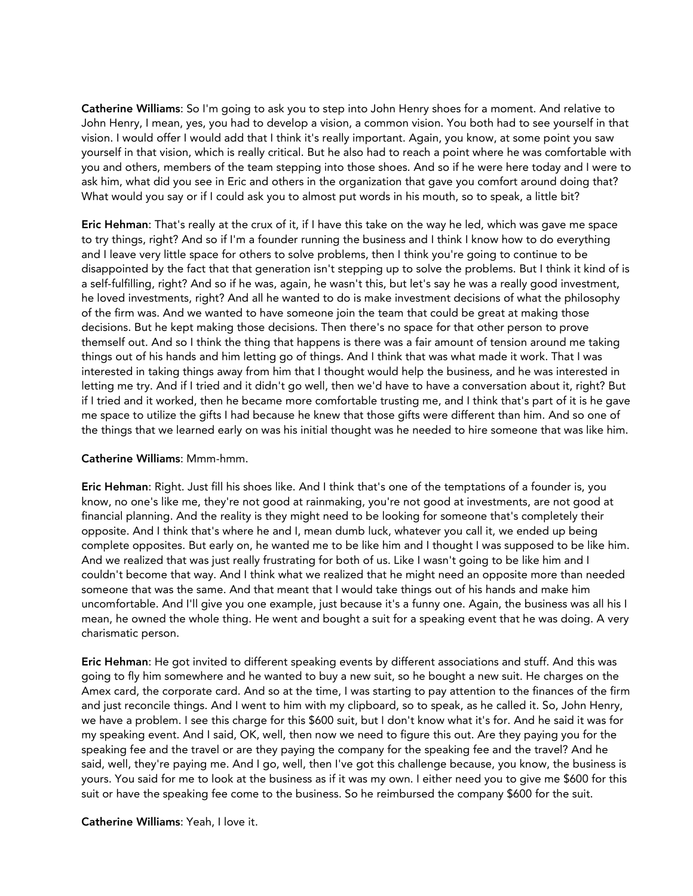**Catherine Williams**: So I'm going to ask you to step into John Henry shoes for a moment. And relative to John Henry, I mean, yes, you had to develop a vision, a common vision. You both had to see yourself in that vision. I would offer I would add that I think it's really important. Again, you know, at some point you saw yourself in that vision, which is really critical. But he also had to reach a point where he was comfortable with you and others, members of the team stepping into those shoes. And so if he were here today and I were to ask him, what did you see in Eric and others in the organization that gave you comfort around doing that? What would you say or if I could ask you to almost put words in his mouth, so to speak, a little bit?

**Eric Hehman**: That's really at the crux of it, if I have this take on the way he led, which was gave me space to try things, right? And so if I'm a founder running the business and I think I know how to do everything and I leave very little space for others to solve problems, then I think you're going to continue to be disappointed by the fact that that generation isn't stepping up to solve the problems. But I think it kind of is a self-fulfilling, right? And so if he was, again, he wasn't this, but let's say he was a really good investment, he loved investments, right? And all he wanted to do is make investment decisions of what the philosophy of the firm was. And we wanted to have someone join the team that could be great at making those decisions. But he kept making those decisions. Then there's no space for that other person to prove themself out. And so I think the thing that happens is there was a fair amount of tension around me taking things out of his hands and him letting go of things. And I think that was what made it work. That I was interested in taking things away from him that I thought would help the business, and he was interested in letting me try. And if I tried and it didn't go well, then we'd have to have a conversation about it, right? But if I tried and it worked, then he became more comfortable trusting me, and I think that's part of it is he gave me space to utilize the gifts I had because he knew that those gifts were different than him. And so one of the things that we learned early on was his initial thought was he needed to hire someone that was like him.

**Catherine Williams**: Mmm-hmm.

**Eric Hehman**: Right. Just fill his shoes like. And I think that's one of the temptations of a founder is, you know, no one's like me, they're not good at rainmaking, you're not good at investments, are not good at financial planning. And the reality is they might need to be looking for someone that's completely their opposite. And I think that's where he and I, mean dumb luck, whatever you call it, we ended up being complete opposites. But early on, he wanted me to be like him and I thought I was supposed to be like him. And we realized that was just really frustrating for both of us. Like I wasn't going to be like him and I couldn't become that way. And I think what we realized that he might need an opposite more than needed someone that was the same. And that meant that I would take things out of his hands and make him uncomfortable. And I'll give you one example, just because it's a funny one. Again, the business was all his I mean, he owned the whole thing. He went and bought a suit for a speaking event that he was doing. A very charismatic person.

**Eric Hehman**: He got invited to different speaking events by different associations and stuff. And this was going to fly him somewhere and he wanted to buy a new suit, so he bought a new suit. He charges on the Amex card, the corporate card. And so at the time, I was starting to pay attention to the finances of the firm and just reconcile things. And I went to him with my clipboard, so to speak, as he called it. So, John Henry, we have a problem. I see this charge for this $600 suit, but I don't know what it's for. And he said it was for my speaking event. And I said, OK, well, then now we need to figure this out. Are they paying you for the speaking fee and the travel or are they paying the company for the speaking fee and the travel? And he said, well, they're paying me. And I go, well, then I've got this challenge because, you know, the business is yours. You said for me to look at the business as if it was my own. I either need you to give me $600 for this suit or have the speaking fee come to the business. So he reimbursed the company $600 for the suit.

**Catherine Williams**: Yeah, I love it.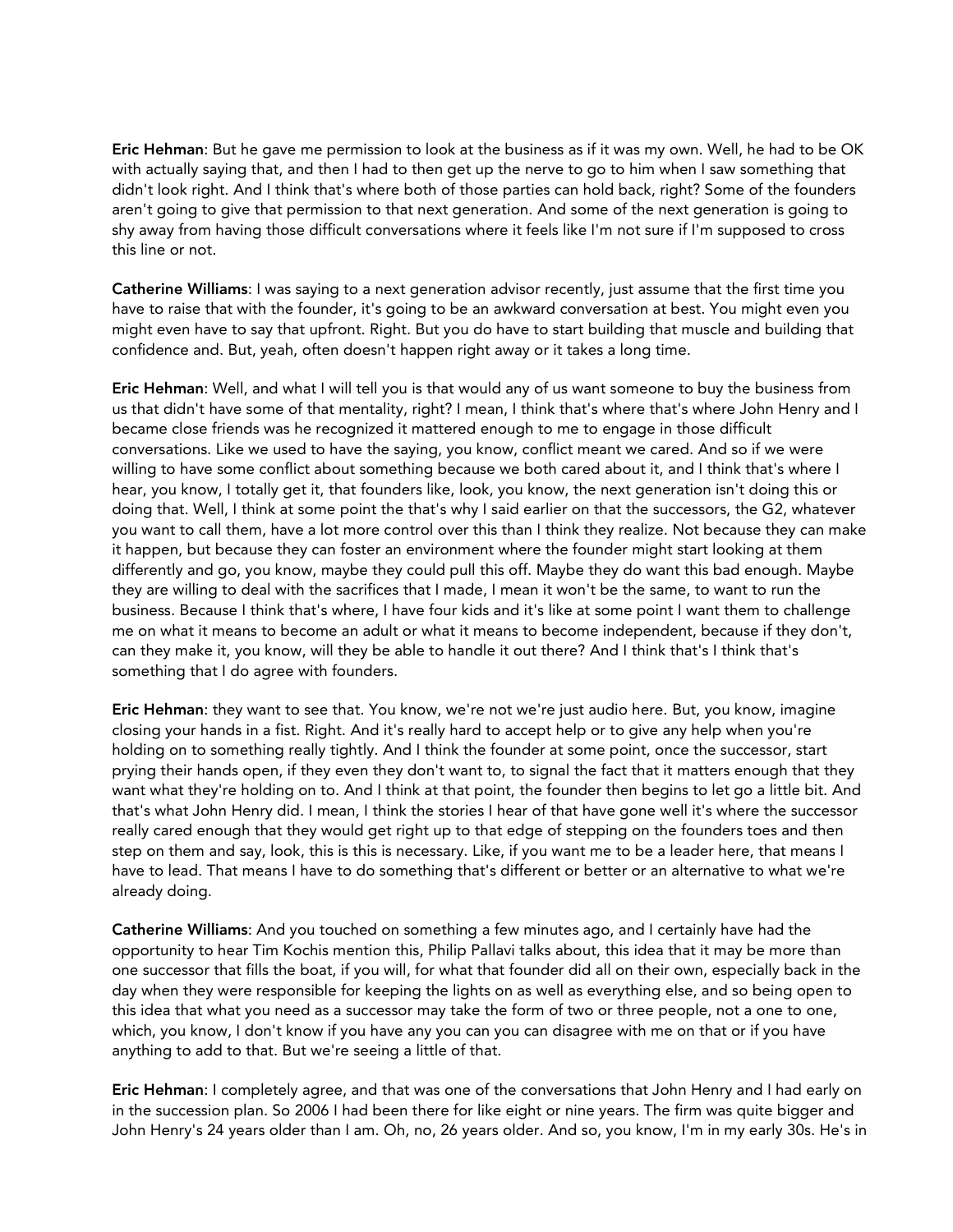**Eric Hehman**: But he gave me permission to look at the business as if it was my own. Well, he had to be OK with actually saying that, and then I had to then get up the nerve to go to him when I saw something that didn't look right. And I think that's where both of those parties can hold back, right? Some of the founders aren't going to give that permission to that next generation. And some of the next generation is going to shy away from having those difficult conversations where it feels like I'm not sure if I'm supposed to cross this line or not.

**Catherine Williams**: I was saying to a next generation advisor recently, just assume that the first time you have to raise that with the founder, it's going to be an awkward conversation at best. You might even you might even have to say that upfront. Right. But you do have to start building that muscle and building that confidence and. But, yeah, often doesn't happen right away or it takes a long time.

**Eric Hehman**: Well, and what I will tell you is that would any of us want someone to buy the business from us that didn't have some of that mentality, right? I mean, I think that's where that's where John Henry and I became close friends was he recognized it mattered enough to me to engage in those difficult conversations. Like we used to have the saying, you know, conflict meant we cared. And so if we were willing to have some conflict about something because we both cared about it, and I think that's where I hear, you know, I totally get it, that founders like, look, you know, the next generation isn't doing this or doing that. Well, I think at some point the that's why I said earlier on that the successors, the G2, whatever you want to call them, have a lot more control over this than I think they realize. Not because they can make it happen, but because they can foster an environment where the founder might start looking at them differently and go, you know, maybe they could pull this off. Maybe they do want this bad enough. Maybe they are willing to deal with the sacrifices that I made, I mean it won't be the same, to want to run the business. Because I think that's where, I have four kids and it's like at some point I want them to challenge me on what it means to become an adult or what it means to become independent, because if they don't, can they make it, you know, will they be able to handle it out there? And I think that's I think that's something that I do agree with founders.

**Eric Hehman**: they want to see that. You know, we're not we're just audio here. But, you know, imagine closing your hands in a fist. Right. And it's really hard to accept help or to give any help when you're holding on to something really tightly. And I think the founder at some point, once the successor, start prying their hands open, if they even they don't want to, to signal the fact that it matters enough that they want what they're holding on to. And I think at that point, the founder then begins to let go a little bit. And that's what John Henry did. I mean, I think the stories I hear of that have gone well it's where the successor really cared enough that they would get right up to that edge of stepping on the founders toes and then step on them and say, look, this is this is necessary. Like, if you want me to be a leader here, that means I have to lead. That means I have to do something that's different or better or an alternative to what we're already doing.

**Catherine Williams**: And you touched on something a few minutes ago, and I certainly have had the opportunity to hear Tim Kochis mention this, Philip Pallavi talks about, this idea that it may be more than one successor that fills the boat, if you will, for what that founder did all on their own, especially back in the day when they were responsible for keeping the lights on as well as everything else, and so being open to this idea that what you need as a successor may take the form of two or three people, not a one to one, which, you know, I don't know if you have any you can you can disagree with me on that or if you have anything to add to that. But we're seeing a little of that.

**Eric Hehman**: I completely agree, and that was one of the conversations that John Henry and I had early on in the succession plan. So 2006 I had been there for like eight or nine years. The firm was quite bigger and John Henry's 24 years older than I am. Oh, no, 26 years older. And so, you know, I'm in my early 30s. He's in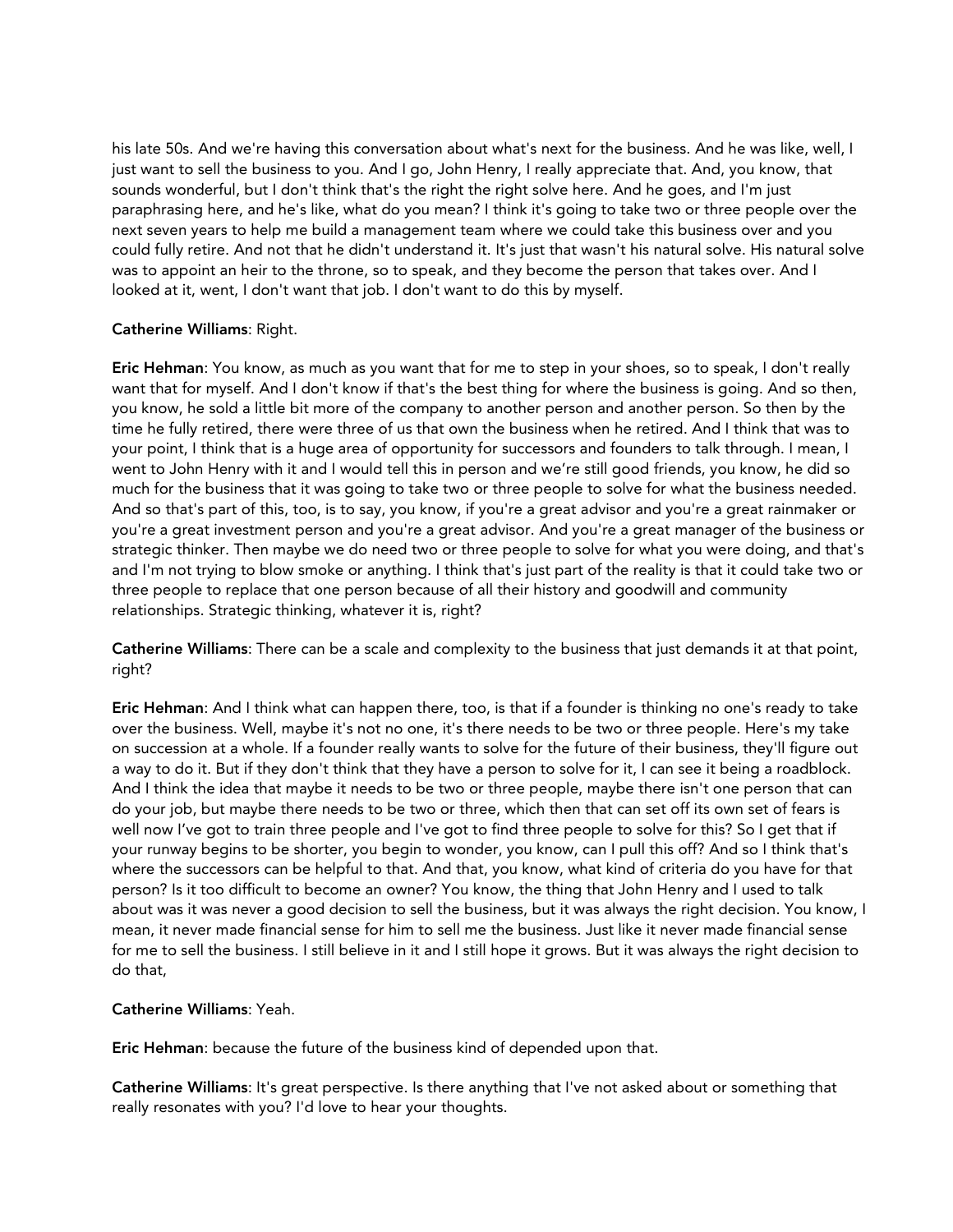his late 50s. And we're having this conversation about what's next for the business. And he was like, well, I just want to sell the business to you. And I go, John Henry, I really appreciate that. And, you know, that sounds wonderful, but I don't think that's the right the right solve here. And he goes, and I'm just paraphrasing here, and he's like, what do you mean? I think it's going to take two or three people over the next seven years to help me build a management team where we could take this business over and you could fully retire. And not that he didn't understand it. It's just that wasn't his natural solve. His natural solve was to appoint an heir to the throne, so to speak, and they become the person that takes over. And I looked at it, went, I don't want that job. I don't want to do this by myself.

**Catherine Williams**: Right.

**Eric Hehman**: You know, as much as you want that for me to step in your shoes, so to speak, I don't really want that for myself. And I don't know if that's the best thing for where the business is going. And so then, you know, he sold a little bit more of the company to another person and another person. So then by the time he fully retired, there were three of us that own the business when he retired. And I think that was to your point, I think that is a huge area of opportunity for successors and founders to talk through. I mean, I went to John Henry with it and I would tell this in person and we're still good friends, you know, he did so much for the business that it was going to take two or three people to solve for what the business needed. And so that's part of this, too, is to say, you know, if you're a great advisor and you're a great rainmaker or you're a great investment person and you're a great advisor. And you're a great manager of the business or strategic thinker. Then maybe we do need two or three people to solve for what you were doing, and that's and I'm not trying to blow smoke or anything. I think that's just part of the reality is that it could take two or three people to replace that one person because of all their history and goodwill and community relationships. Strategic thinking, whatever it is, right?

**Catherine Williams**: There can be a scale and complexity to the business that just demands it at that point, right?

**Eric Hehman**: And I think what can happen there, too, is that if a founder is thinking no one's ready to take over the business. Well, maybe it's not no one, it's there needs to be two or three people. Here's my take on succession at a whole. If a founder really wants to solve for the future of their business, they'll figure out a way to do it. But if they don't think that they have a person to solve for it, I can see it being a roadblock. And I think the idea that maybe it needs to be two or three people, maybe there isn't one person that can do your job, but maybe there needs to be two or three, which then that can set off its own set of fears is well now I've got to train three people and I've got to find three people to solve for this? So I get that if your runway begins to be shorter, you begin to wonder, you know, can I pull this off? And so I think that's where the successors can be helpful to that. And that, you know, what kind of criteria do you have for that person? Is it too difficult to become an owner? You know, the thing that John Henry and I used to talk about was it was never a good decision to sell the business, but it was always the right decision. You know, I mean, it never made financial sense for him to sell me the business. Just like it never made financial sense for me to sell the business. I still believe in it and I still hope it grows. But it was always the right decision to do that,

**Catherine Williams**: Yeah.

**Eric Hehman**: because the future of the business kind of depended upon that.

**Catherine Williams**: It's great perspective. Is there anything that I've not asked about or something that really resonates with you? I'd love to hear your thoughts.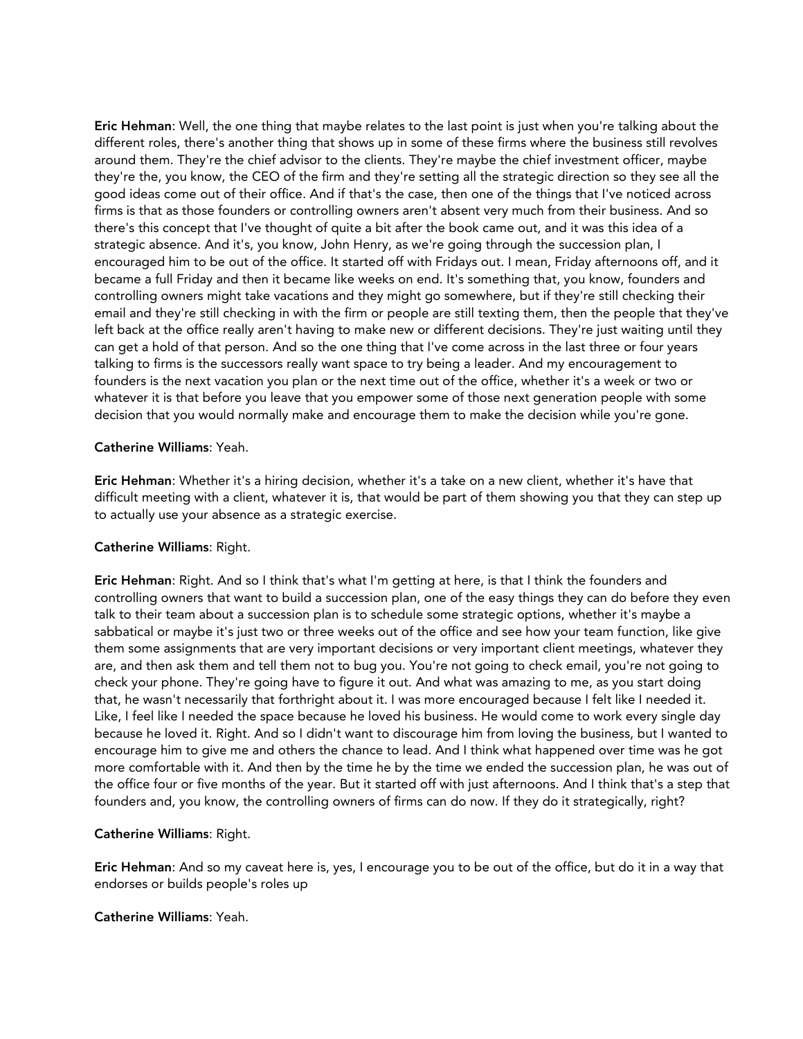**Eric Hehman**: Well, the one thing that maybe relates to the last point is just when you're talking about the different roles, there's another thing that shows up in some of these firms where the business still revolves around them. They're the chief advisor to the clients. They're maybe the chief investment officer, maybe they're the, you know, the CEO of the firm and they're setting all the strategic direction so they see all the good ideas come out of their office. And if that's the case, then one of the things that I've noticed across firms is that as those founders or controlling owners aren't absent very much from their business. And so there's this concept that I've thought of quite a bit after the book came out, and it was this idea of a strategic absence. And it's, you know, John Henry, as we're going through the succession plan, I encouraged him to be out of the office. It started off with Fridays out. I mean, Friday afternoons off, and it became a full Friday and then it became like weeks on end. It's something that, you know, founders and controlling owners might take vacations and they might go somewhere, but if they're still checking their email and they're still checking in with the firm or people are still texting them, then the people that they've left back at the office really aren't having to make new or different decisions. They're just waiting until they can get a hold of that person. And so the one thing that I've come across in the last three or four years talking to firms is the successors really want space to try being a leader. And my encouragement to founders is the next vacation you plan or the next time out of the office, whether it's a week or two or whatever it is that before you leave that you empower some of those next generation people with some decision that you would normally make and encourage them to make the decision while you're gone.

**Catherine Williams**: Yeah.

**Eric Hehman**: Whether it's a hiring decision, whether it's a take on a new client, whether it's have that difficult meeting with a client, whatever it is, that would be part of them showing you that they can step up to actually use your absence as a strategic exercise.

**Catherine Williams**: Right.

**Eric Hehman**: Right. And so I think that's what I'm getting at here, is that I think the founders and controlling owners that want to build a succession plan, one of the easy things they can do before they even talk to their team about a succession plan is to schedule some strategic options, whether it's maybe a sabbatical or maybe it's just two or three weeks out of the office and see how your team function, like give them some assignments that are very important decisions or very important client meetings, whatever they are, and then ask them and tell them not to bug you. You're not going to check email, you're not going to check your phone. They're going have to figure it out. And what was amazing to me, as you start doing that, he wasn't necessarily that forthright about it. I was more encouraged because I felt like I needed it. Like, I feel like I needed the space because he loved his business. He would come to work every single day because he loved it. Right. And so I didn't want to discourage him from loving the business, but I wanted to encourage him to give me and others the chance to lead. And I think what happened over time was he got more comfortable with it. And then by the time he by the time we ended the succession plan, he was out of the office four or five months of the year. But it started off with just afternoons. And I think that's a step that founders and, you know, the controlling owners of firms can do now. If they do it strategically, right?

**Catherine Williams**: Right.

**Eric Hehman**: And so my caveat here is, yes, I encourage you to be out of the office, but do it in a way that endorses or builds people's roles up

**Catherine Williams**: Yeah.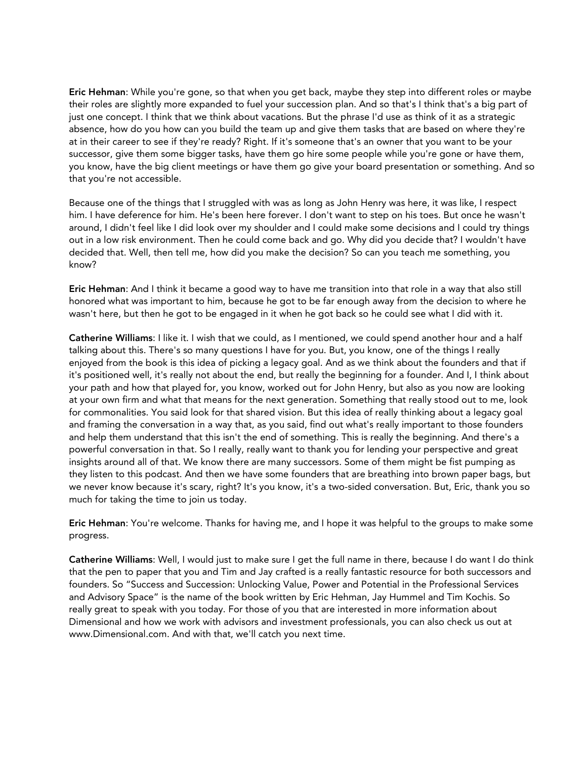**Eric Hehman**: While you're gone, so that when you get back, maybe they step into different roles or maybe their roles are slightly more expanded to fuel your succession plan. And so that's I think that's a big part of just one concept. I think that we think about vacations. But the phrase I'd use as think of it as a strategic absence, how do you how can you build the team up and give them tasks that are based on where they're at in their career to see if they're ready? Right. If it's someone that's an owner that you want to be your successor, give them some bigger tasks, have them go hire some people while you're gone or have them, you know, have the big client meetings or have them go give your board presentation or something. And so that you're not accessible.

Because one of the things that I struggled with was as long as John Henry was here, it was like, I respect him. I have deference for him. He's been here forever. I don't want to step on his toes. But once he wasn't around, I didn't feel like I did look over my shoulder and I could make some decisions and I could try things out in a low risk environment. Then he could come back and go. Why did you decide that? I wouldn't have decided that. Well, then tell me, how did you make the decision? So can you teach me something, you know?

**Eric Hehman**: And I think it became a good way to have me transition into that role in a way that also still honored what was important to him, because he got to be far enough away from the decision to where he wasn't here, but then he got to be engaged in it when he got back so he could see what I did with it.

**Catherine Williams**: I like it. I wish that we could, as I mentioned, we could spend another hour and a half talking about this. There's so many questions I have for you. But, you know, one of the things I really enjoyed from the book is this idea of picking a legacy goal. And as we think about the founders and that if it's positioned well, it's really not about the end, but really the beginning for a founder. And I, I think about your path and how that played for, you know, worked out for John Henry, but also as you now are looking at your own firm and what that means for the next generation. Something that really stood out to me, look for commonalities. You said look for that shared vision. But this idea of really thinking about a legacy goal and framing the conversation in a way that, as you said, find out what's really important to those founders and help them understand that this isn't the end of something. This is really the beginning. And there's a powerful conversation in that. So I really, really want to thank you for lending your perspective and great insights around all of that. We know there are many successors. Some of them might be fist pumping as they listen to this podcast. And then we have some founders that are breathing into brown paper bags, but we never know because it's scary, right? It's you know, it's a two-sided conversation. But, Eric, thank you so much for taking the time to join us today.

**Eric Hehman**: You're welcome. Thanks for having me, and I hope it was helpful to the groups to make some progress.

**Catherine Williams**: Well, I would just to make sure I get the full name in there, because I do want I do think that the pen to paper that you and Tim and Jay crafted is a really fantastic resource for both successors and founders. So "Success and Succession: Unlocking Value, Power and Potential in the Professional Services and Advisory Space" is the name of the book written by Eric Hehman, Jay Hummel and Tim Kochis. So really great to speak with you today. For those of you that are interested in more information about Dimensional and how we work with advisors and investment professionals, you can also check us out at www.Dimensional.com. And with that, we'll catch you next time.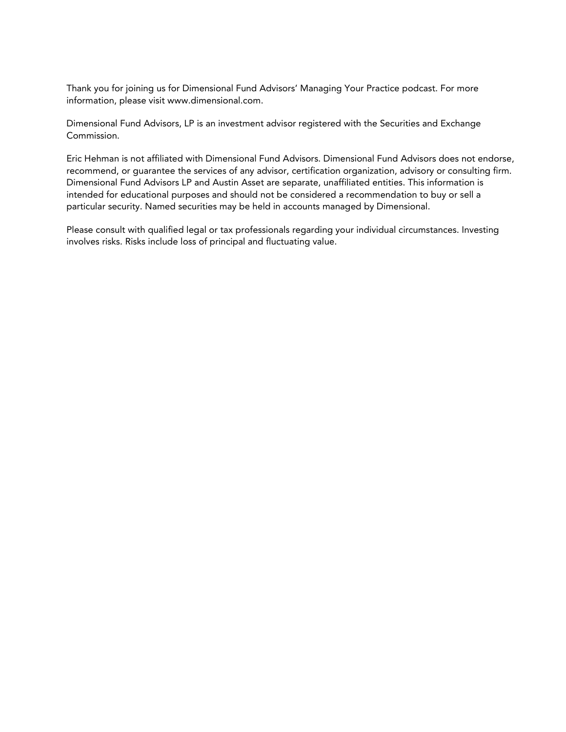Thank you for joining us for Dimensional Fund Advisors' Managing Your Practice podcast. For more information, please visit www.dimensional.com.

Dimensional Fund Advisors, LP is an investment advisor registered with the Securities and Exchange Commission.

Eric Hehman is not affiliated with Dimensional Fund Advisors. Dimensional Fund Advisors does not endorse, recommend, or guarantee the services of any advisor, certification organization, advisory or consulting firm. Dimensional Fund Advisors LP and Austin Asset are separate, unaffiliated entities. This information is intended for educational purposes and should not be considered a recommendation to buy or sell a particular security. Named securities may be held in accounts managed by Dimensional.

Please consult with qualified legal or tax professionals regarding your individual circumstances. Investing involves risks. Risks include loss of principal and fluctuating value.